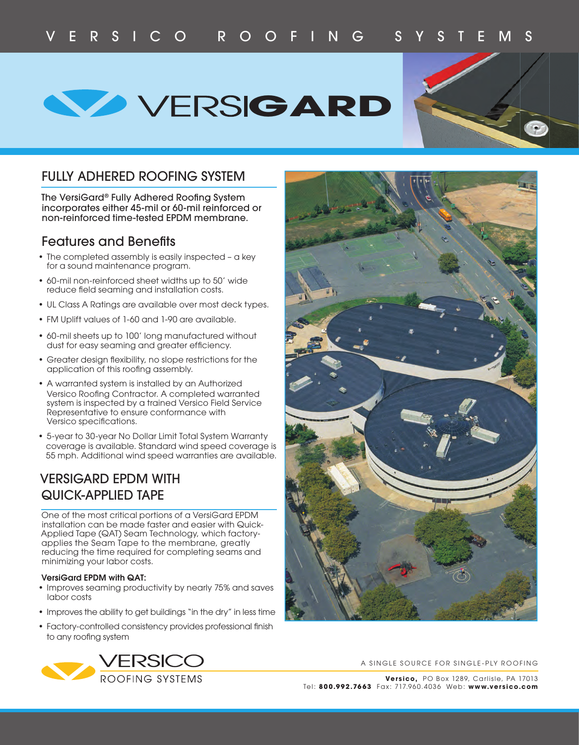VERSICO ROOFING SYSTEMS

# VERSIGARD

## FULLY ADHERED ROOFING SYSTEM

The VersiGard® Fully Adhered Roofing System incorporates either 45-mil or 60-mil reinforced or non-reinforced time-tested EPDM membrane.

### Features and Benefits

- The completed assembly is easily inspected – a key for a sound maintenance program.
- 60-mil non-reinforced sheet widths up to 50′ wide reduce field seaming and installation costs.
- UL Class A Ratings are available over most deck types.
- FM Uplift values of 1-60 and 1-90 are available.
- 60-mil sheets up to 100′ long manufactured without dust for easy seaming and greater efficiency.
- Greater design flexibility, no slope restrictions for the application of this roofing assembly.
- A warranted system is installed by an Authorized Versico Roofing Contractor. A completed warranted system is inspected by a trained Versico Field Service Representative to ensure conformance with Versico specifications.
- 5-year to 30-year No Dollar Limit Total System Warranty coverage is available. Standard wind speed coverage is 55 mph. Additional wind speed warranties are available.

## VERSIGARD EPDM WITH QUICK-APPLIED TAPE

One of the most critical portions of a VersiGard EPDM installation can be made faster and easier with Quick-Applied Tape (QAT) Seam Technology, which factory-applies the Seam Tape to the membrane, greatly reducing the time required for completing seams and minimizing your labor costs.

**VersiGard EPDM with QAT:**

- Improves seaming productivity by nearly 75% and saves labor costs
- Improves the ability to get buildings "in the dry" in less time
- Factory-controlled consistency provides professional finish to any roofing system

VERSICO ROOFING SYSTEMS

A SINGLE SOURCE FOR SINGLE-PLY ROOFING

**Versico,** PO Box 1289, Carlisle, PA 17013
Tel: **800.992.7663** Fax: 717.960.4036 Web: **www.versico.com**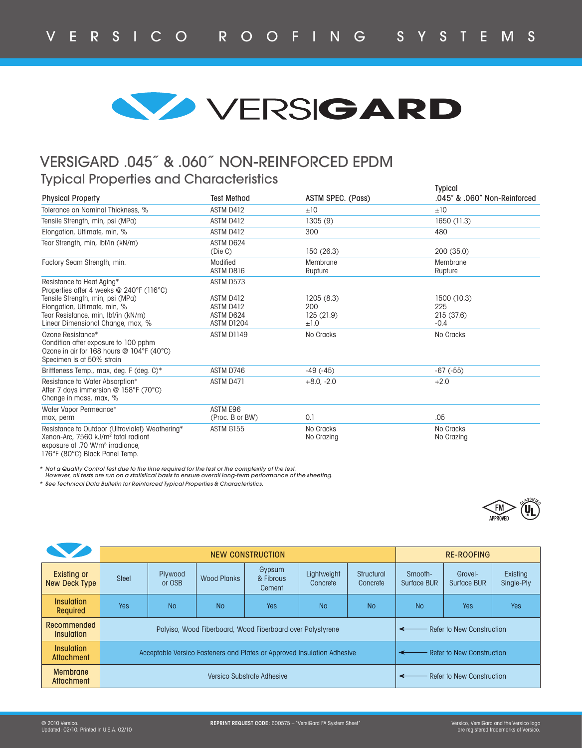# VERSICO ROOFING SYSTEMS

# VERSIGARD

## VERSIGARD .045˝ & .060˝ NON-REINFORCED EPDM

### Typical Properties and Characteristics

| Physical Property | Test Method | ASTM SPEC. (Pass) | Typical .045″ & .060″ Non-Reinforced |
|---|---|---|---|
| Tolerance on Nominal Thickness, % | ASTM D412 | ±10 | ±10 |
| Tensile Strength, min, psi (MPa) | ASTM D412 | 1305 (9) | 1650 (11.3) |
| Elongation, Ultimate, min, % | ASTM D412 | 300 | 480 |
| Tear Strength, min, lbf/in (kN/m) | ASTM D624 (Die C) | 150 (26.3) | 200 (35.0) |
| Factory Seam Strength, min. | Modified ASTM D816 | Membrane Rupture | Membrane Rupture |
| Resistance to Heat Aging* Properties after 4 weeks @ 240°F (116°C) | ASTM D573 | | |
| Tensile Strength, min, psi (MPa) | ASTM D412 | 1205 (8.3) | 1500 (10.3) |
| Elongation, Ultimate, min, % | ASTM D412 | 200 | 225 |
| Tear Resistance, min, lbf/in (kN/m) | ASTM D624 | 125 (21.9) | 215 (37.6) |
| Linear Dimensional Change, max, % | ASTM D1204 | ±1.0 | -0.4 |
| Ozone Resistance* Condition after exposure to 100 pphm Ozone in air for 168 hours @ 104°F (40°C) Specimen is at 50% strain | ASTM D1149 | No Cracks | No Cracks |
| Brittleness Temp., max, deg. F (deg. C)* | ASTM D746 | -49 (-45) | -67 (-55) |
| Resistance to Water Absorption* After 7 days immersion @ 158°F (70°C) Change in mass, max, % | ASTM D471 | +8.0, -2.0 | +2.0 |
| Water Vapor Permeance* max, perm | ASTM E96 (Proc. B or BW) | 0.1 | .05 |
| Resistance to Outdoor (Ultraviolet) Weathering* Xenon-Arc, 7560 kJ/m² total radiant exposure at .70 W/m⁵ irradiance, 176°F (80°C) Black Panel Temp. | ASTM G155 | No Cracks No Crazing | No Cracks No Crazing |

*\* Not a Quality Control Test due to the time required for the test or the complexity of the test. However, all tests are run on a statistical basis to ensure overall long-term performance of the sheeting.*

*\* See Technical Data Bulletin for Reinforced Typical Properties & Characteristics.*

FM APPROVED | CLASSIFIED UL

| | NEW CONSTRUCTION | | | | | | RE-ROOFING | | |
|---|---|---|---|---|---|---|---|---|---|
| **Existing or New Deck Type** | Steel | Plywood or OSB | Wood Planks | Gypsum & Fibrous Cement | Lightweight Concrete | Structural Concrete | Smooth-Surface BUR | Gravel-Surface BUR | Existing Single-Ply |
| **Insulation Required** | Yes | No | No | Yes | No | No | No | Yes | Yes |
| **Recommended Insulation** | Polyiso, Wood Fiberboard, Wood Fiberboard over Polystyrene | | | | | | ← Refer to New Construction | | |
| **Insulation Attachment** | Acceptable Versico Fasteners and Plates or Approved Insulation Adhesive | | | | | | ← Refer to New Construction | | |
| **Membrane Attachment** | Versico Substrate Adhesive | | | | | | ← Refer to New Construction | | |

© 2010 Versico. Updated: 02/10. Printed In U.S.A. 02/10

**REPRINT REQUEST CODE:** 600575 – "VersiGard FA System Sheet"

Versico, VersiGard and the Versico logo are registered trademarks of Versico.